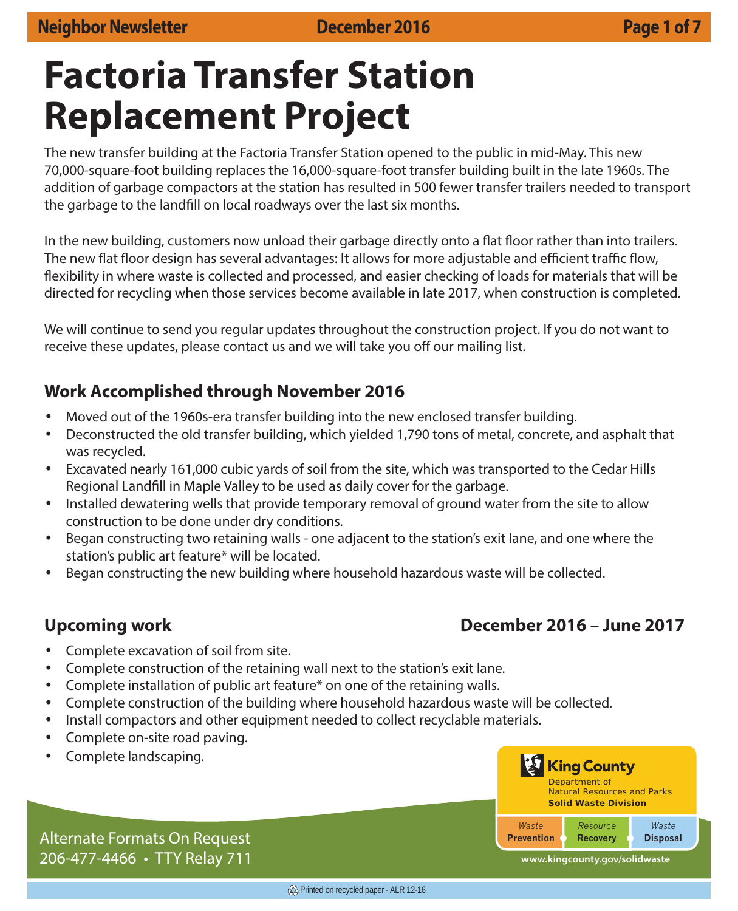# Factoria Transfer Station Replacement Project

The new transfer building at the Factoria Transfer Station opened to the public in mid-May. This new 70,000-square-foot building replaces the 16,000-square-foot transfer building built in the late 1960s. The addition of garbage compactors at the station has resulted in 500 fewer transfer trailers needed to transport the garbage to the landfill on local roadways over the last six months.

In the new building, customers now unload their garbage directly onto a flat floor rather than into trailers. The new flat floor design has several advantages: It allows for more adjustable and efficient traffic flow, flexibility in where waste is collected and processed, and easier checking of loads for materials that will be directed for recycling when those services become available in late 2017, when construction is completed.

We will continue to send you regular updates throughout the construction project. If you do not want to receive these updates, please contact us and we will take you off our mailing list.

## Work Accomplished through November 2016

- Moved out of the 1960s-era transfer building into the new enclosed transfer building.
- Deconstructed the old transfer building, which yielded 1,790 tons of metal, concrete, and asphalt that was recycled.
- Excavated nearly 161,000 cubic yards of soil from the site, which was transported to the Cedar Hills Regional Landfill in Maple Valley to be used as daily cover for the garbage.
- Installed dewatering wells that provide temporary removal of ground water from the site to allow construction to be done under dry conditions.
- Began constructing two retaining walls - one adjacent to the station's exit lane, and one where the station's public art feature* will be located.
- Began constructing the new building where household hazardous waste will be collected.

## Upcoming work — December 2016 – June 2017

- Complete excavation of soil from site.
- Complete construction of the retaining wall next to the station's exit lane.
- Complete installation of public art feature* on one of the retaining walls.
- Complete construction of the building where household hazardous waste will be collected.
- Install compactors and other equipment needed to collect recyclable materials.
- Complete on-site road paving.
- Complete landscaping.

Alternate Formats On Request
206-477-4466 • TTY Relay 711

**King County**
Department of
Natural Resources and Parks
**Solid Waste Division**

*Waste* **Prevention** | *Resource* **Recovery** | *Waste* **Disposal**

www.kingcounty.gov/solidwaste

Printed on recycled paper - ALR 12-16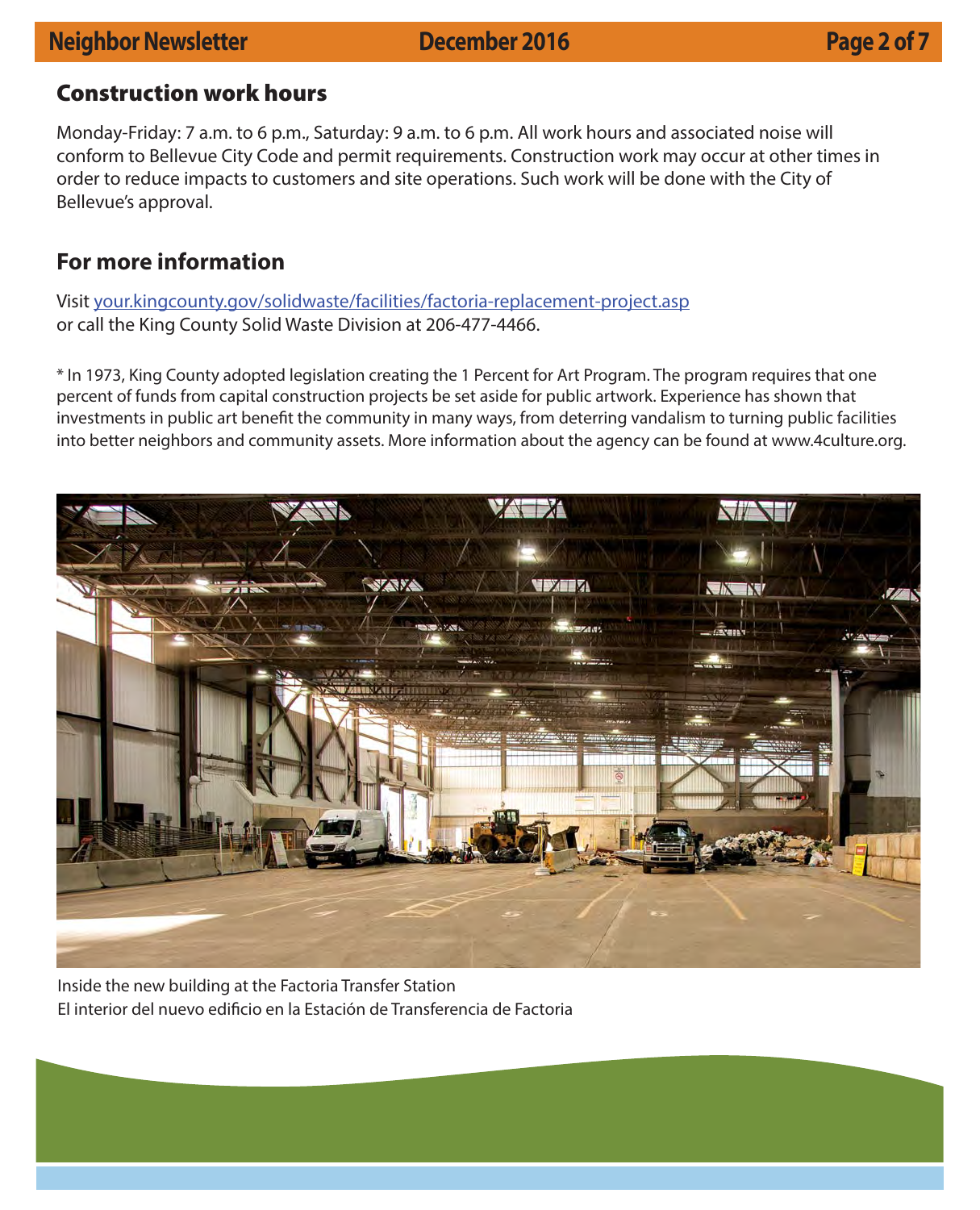## Construction work hours

Monday-Friday: 7 a.m. to 6 p.m., Saturday: 9 a.m. to 6 p.m. All work hours and associated noise will conform to Bellevue City Code and permit requirements. Construction work may occur at other times in order to reduce impacts to customers and site operations. Such work will be done with the City of Bellevue's approval.

## For more information

Visit your.kingcounty.gov/solidwaste/facilities/factoria-replacement-project.asp
or call the King County Solid Waste Division at 206-477-4466.

* In 1973, King County adopted legislation creating the 1 Percent for Art Program. The program requires that one percent of funds from capital construction projects be set aside for public artwork. Experience has shown that investments in public art benefit the community in many ways, from deterring vandalism to turning public facilities into better neighbors and community assets. More information about the agency can be found at www.4culture.org.

Inside the new building at the Factoria Transfer Station
El interior del nuevo edificio en la Estación de Transferencia de Factoria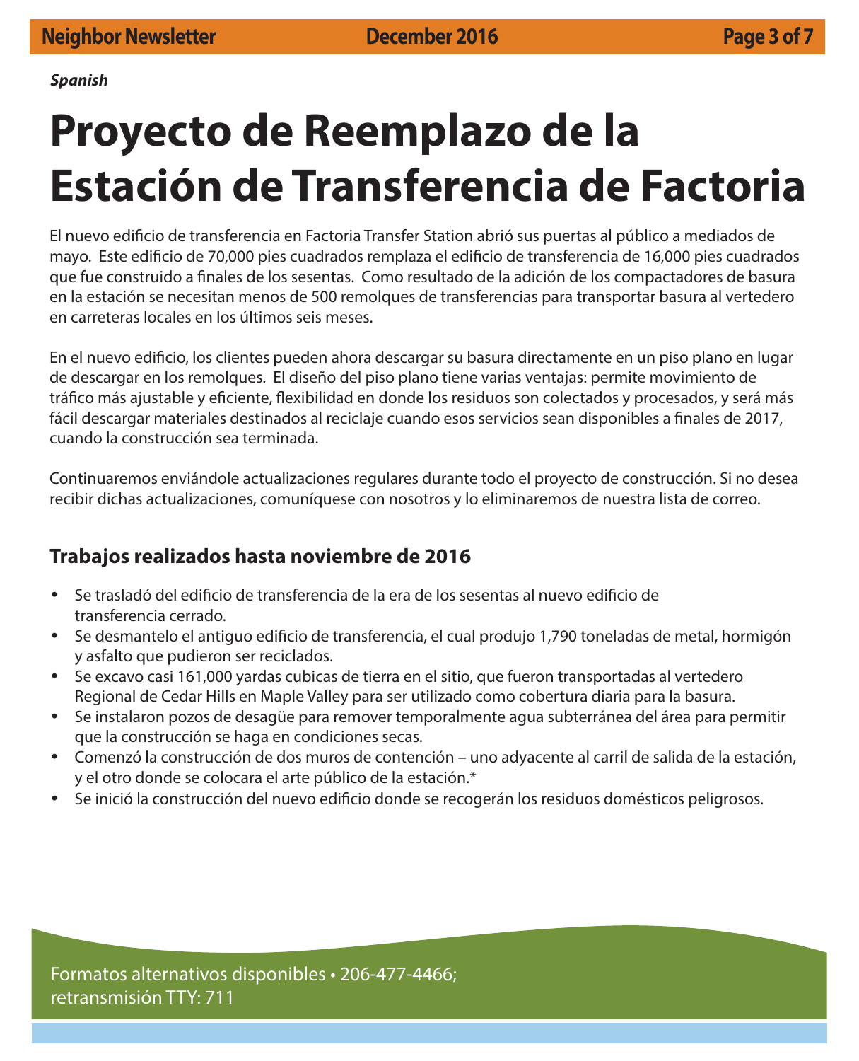*Spanish*

# Proyecto de Reemplazo de la Estación de Transferencia de Factoria

El nuevo edificio de transferencia en Factoria Transfer Station abrió sus puertas al público a mediados de mayo. Este edificio de 70,000 pies cuadrados remplaza el edificio de transferencia de 16,000 pies cuadrados que fue construido a finales de los sesentas. Como resultado de la adición de los compactadores de basura en la estación se necesitan menos de 500 remolques de transferencias para transportar basura al vertedero en carreteras locales en los últimos seis meses.

En el nuevo edificio, los clientes pueden ahora descargar su basura directamente en un piso plano en lugar de descargar en los remolques. El diseño del piso plano tiene varias ventajas: permite movimiento de tráfico más ajustable y eficiente, flexibilidad en donde los residuos son colectados y procesados, y será más fácil descargar materiales destinados al reciclaje cuando esos servicios sean disponibles a finales de 2017, cuando la construcción sea terminada.

Continuaremos enviándole actualizaciones regulares durante todo el proyecto de construcción. Si no desea recibir dichas actualizaciones, comuníquese con nosotros y lo eliminaremos de nuestra lista de correo.

## Trabajos realizados hasta noviembre de 2016

- Se trasladó del edificio de transferencia de la era de los sesentas al nuevo edificio de transferencia cerrado.
- Se desmantelo el antiguo edificio de transferencia, el cual produjo 1,790 toneladas de metal, hormigón y asfalto que pudieron ser reciclados.
- Se excavo casi 161,000 yardas cubicas de tierra en el sitio, que fueron transportadas al vertedero Regional de Cedar Hills en Maple Valley para ser utilizado como cobertura diaria para la basura.
- Se instalaron pozos de desagüe para remover temporalmente agua subterránea del área para permitir que la construcción se haga en condiciones secas.
- Comenzó la construcción de dos muros de contención – uno adyacente al carril de salida de la estación, y el otro donde se colocara el arte público de la estación.*
- Se inició la construcción del nuevo edificio donde se recogerán los residuos domésticos peligrosos.

Formatos alternativos disponibles • 206-477-4466;
retransmisión TTY: 711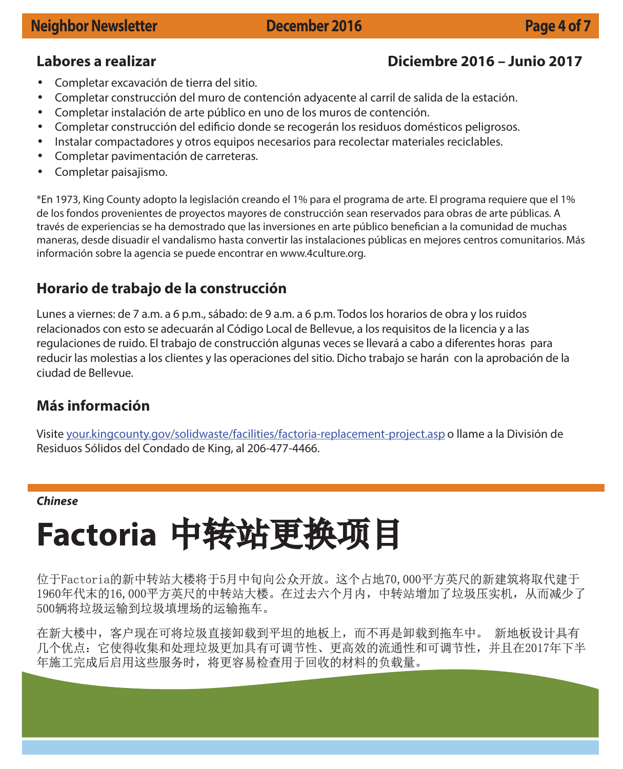## Labores a realizar — Diciembre 2016 – Junio 2017

- Completar excavación de tierra del sitio.
- Completar construcción del muro de contención adyacente al carril de salida de la estación.
- Completar instalación de arte público en uno de los muros de contención.
- Completar construcción del edificio donde se recogerán los residuos domésticos peligrosos.
- Instalar compactadores y otros equipos necesarios para recolectar materiales reciclables.
- Completar pavimentación de carreteras.
- Completar paisajismo.

*En 1973, King County adopto la legislación creando el 1% para el programa de arte. El programa requiere que el 1% de los fondos provenientes de proyectos mayores de construcción sean reservados para obras de arte públicas. A través de experiencias se ha demostrado que las inversiones en arte público benefician a la comunidad de muchas maneras, desde disuadir el vandalismo hasta convertir las instalaciones públicas en mejores centros comunitarios. Más información sobre la agencia se puede encontrar en www.4culture.org.

## Horario de trabajo de la construcción

Lunes a viernes: de 7 a.m. a 6 p.m., sábado: de 9 a.m. a 6 p.m. Todos los horarios de obra y los ruidos relacionados con esto se adecuarán al Código Local de Bellevue, a los requisitos de la licencia y a las regulaciones de ruido. El trabajo de construcción algunas veces se llevará a cabo a diferentes horas para reducir las molestias a los clientes y las operaciones del sitio. Dicho trabajo se harán con la aprobación de la ciudad de Bellevue.

## Más información

Visite your.kingcounty.gov/solidwaste/facilities/factoria-replacement-project.asp o llame a la División de Residuos Sólidos del Condado de King, al 206-477-4466.

***Chinese***

# Factoria 中转站更换项目

位于Factoria的新中转站大楼将于5月中旬向公众开放。这个占地70,000平方英尺的新建筑将取代建于1960年代末的16,000平方英尺的中转站大楼。在过去六个月内，中转站增加了垃圾压实机，从而减少了500辆将垃圾运输到垃圾填埋场的运输拖车。

在新大楼中，客户现在可将垃圾直接卸载到平坦的地板上，而不再是卸载到拖车中。 新地板设计具有几个优点：它使得收集和处理垃圾更加具有可调节性、更高效的流通性和可调节性，并且在2017年下半年施工完成后启用这些服务时，将更容易检查用于回收的材料的负载量。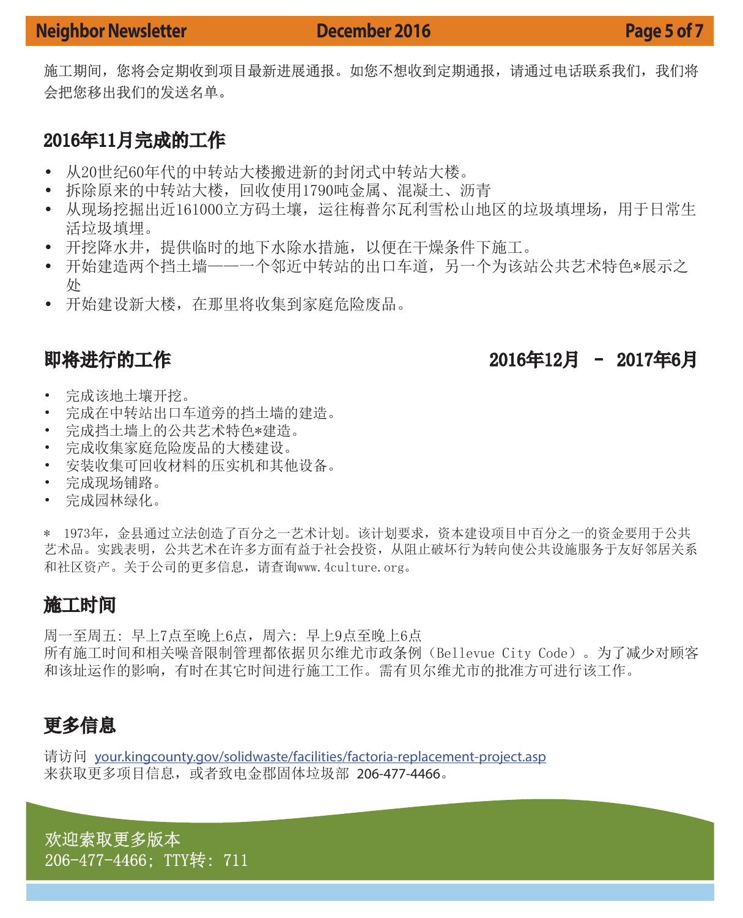施工期间，您将会定期收到项目最新进展通报。如您不想收到定期通报，请通过电话联系我们，我们将会把您移出我们的发送名单。

## 2016年11月完成的工作

- 从20世纪60年代的中转站大楼搬进新的封闭式中转站大楼。
- 拆除原来的中转站大楼，回收使用1790吨金属、混凝土、沥青
- 从现场挖掘出近161000立方码土壤，运往梅普尔瓦利雪松山地区的垃圾填埋场，用于日常生活垃圾填埋。
- 开挖降水井，提供临时的地下水除水措施，以便在干燥条件下施工。
- 开始建造两个挡土墙——一个邻近中转站的出口车道，另一个为该站公共艺术特色*展示之处
- 开始建设新大楼，在那里将收集到家庭危险废品。

## 即将进行的工作　　2016年12月 － 2017年6月

- 完成该地土壤开挖。
- 完成在中转站出口车道旁的挡土墙的建造。
- 完成挡土墙上的公共艺术特色*建造。
- 完成收集家庭危险废品的大楼建设。
- 安装收集可回收材料的压实机和其他设备。
- 完成现场铺路。
- 完成园林绿化。

* 1973年，金县通过立法创造了百分之一艺术计划。该计划要求，资本建设项目中百分之一的资金要用于公共艺术品。实践表明，公共艺术在许多方面有益于社会投资，从阻止破坏行为转向使公共设施服务于友好邻居关系和社区资产。关于公司的更多信息，请查询www.4culture.org。

## 施工时间

周一至周五：早上7点至晚上6点，周六：早上9点至晚上6点
所有施工时间和相关噪音限制管理都依据贝尔维尤市政条例（Bellevue City Code）。为了减少对顾客和该址运作的影响，有时在其它时间进行施工工作。需有贝尔维尤市的批准方可进行该工作。

## 更多信息

请访问 your.kingcounty.gov/solidwaste/facilities/factoria-replacement-project.asp
来获取更多项目信息，或者致电金郡固体垃圾部 206-477-4466。

欢迎索取更多版本
206-477-4466；TTY转：711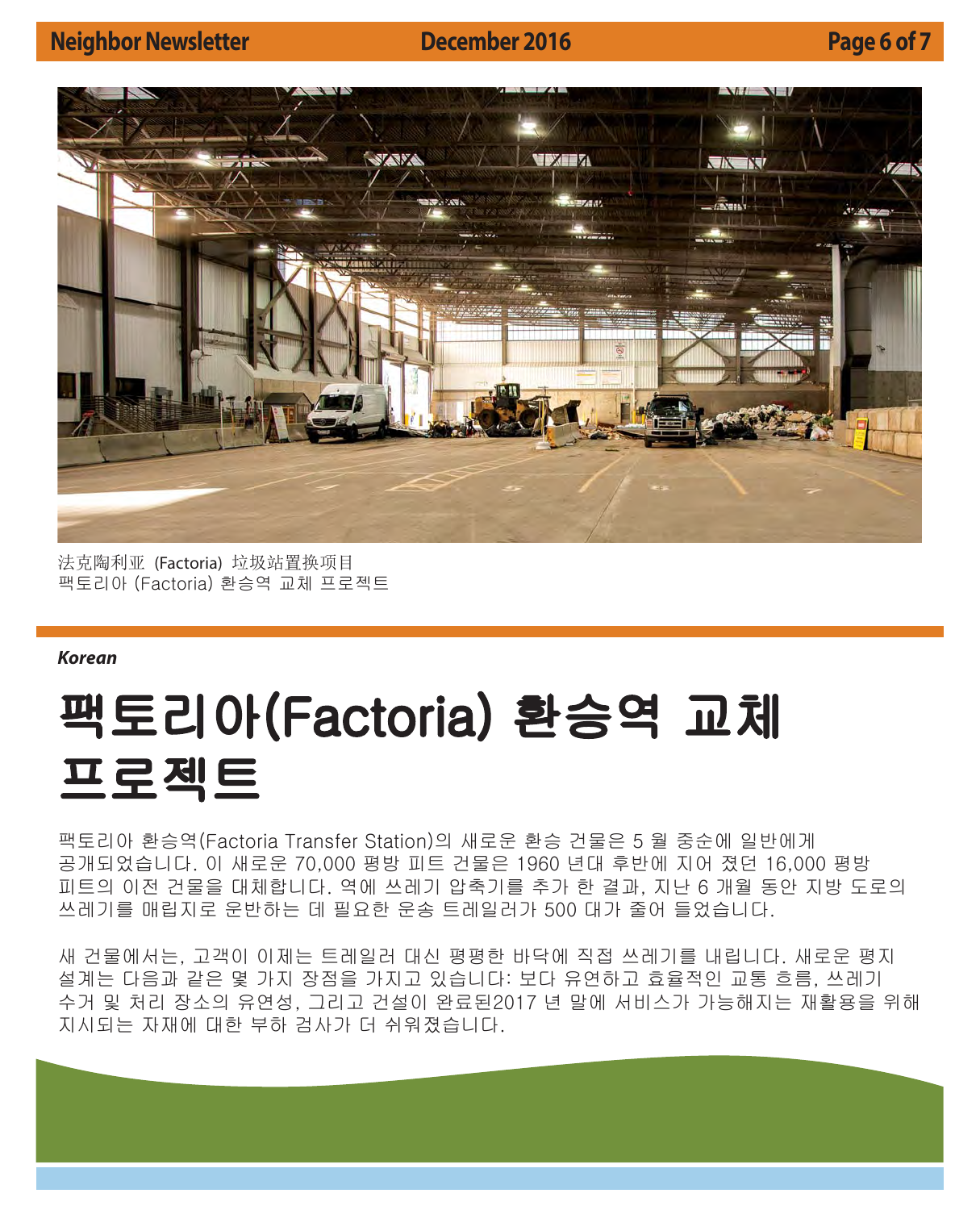法克陶利亚 (Factoria) 垃圾站置换项目
팩토리아 (Factoria) 환승역 교체 프로젝트

***Korean***

# 팩토리아(Factoria) 환승역 교체 프로젝트

팩토리아 환승역(Factoria Transfer Station)의 새로운 환승 건물은 5 월 중순에 일반에게 공개되었습니다. 이 새로운 70,000 평방 피트 건물은 1960 년대 후반에 지어 졌던 16,000 평방 피트의 이전 건물을 대체합니다. 역에 쓰레기 압축기를 추가 한 결과, 지난 6 개월 동안 지방 도로의 쓰레기를 매립지로 운반하는 데 필요한 운송 트레일러가 500 대가 줄어 들었습니다.

새 건물에서는, 고객이 이제는 트레일러 대신 평평한 바닥에 직접 쓰레기를 내립니다. 새로운 평지 설계는 다음과 같은 몇 가지 장점을 가지고 있습니다: 보다 유연하고 효율적인 교통 흐름, 쓰레기 수거 및 처리 장소의 유연성, 그리고 건설이 완료된2017 년 말에 서비스가 가능해지는 재활용을 위해 지시되는 자재에 대한 부하 검사가 더 쉬워졌습니다.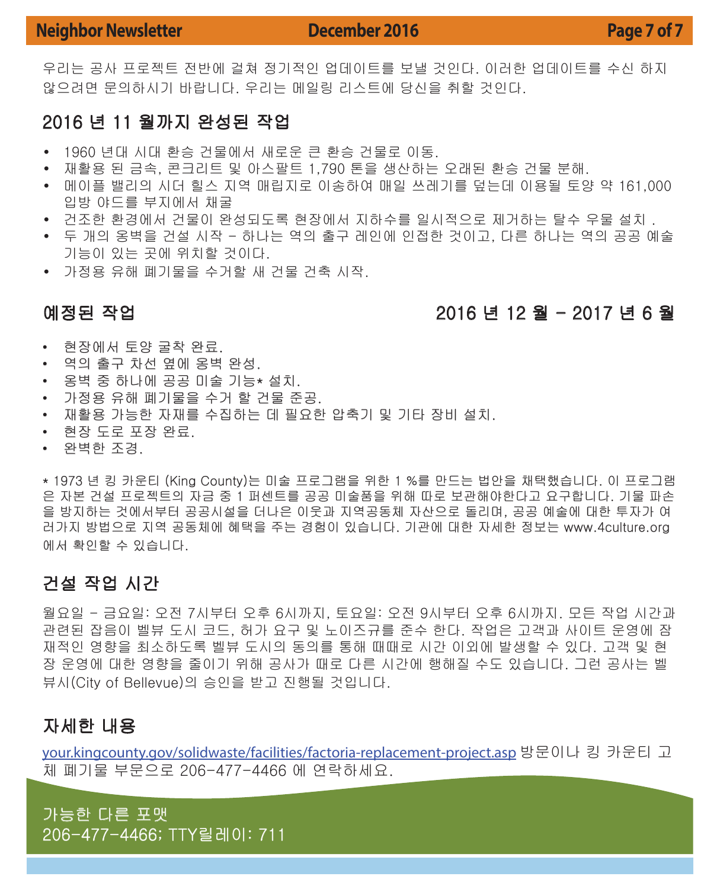우리는 공사 프로젝트 전반에 걸쳐 정기적인 업데이트를 보낼 것인다. 이러한 업데이트를 수신 하지 않으려면 문의하시기 바랍니다. 우리는 메일링 리스트에 당신을 취할 것인다.

## 2016 년 11 월까지 완성된 작업

- 1960 년대 시대 환승 건물에서 새로운 큰 환승 건물로 이동.
- 재활용 된 금속, 콘크리트 및 아스팔트 1,790 톤을 생산하는 오래된 환승 건물 분해.
- 메이플 밸리의 시더 힐스 지역 매립지로 이송하여 매일 쓰레기를 덮는데 이용될 토양 약 161,000 입방 야드를 부지에서 채굴
- 건조한 환경에서 건물이 완성되도록 현장에서 지하수를 일시적으로 제거하는 탈수 우물 설치 .
- 두 개의 옹벽을 건설 시작 - 하나는 역의 출구 레인에 인접한 것이고, 다른 하나는 역의 공공 예술 기능이 있는 곳에 위치할 것이다.
- 가정용 유해 폐기물을 수거할 새 건물 건축 시작.

## 예정된 작업 2016 년 12 월 - 2017 년 6 월

- 현장에서 토양 굴착 완료.
- 역의 출구 차선 옆에 옹벽 완성.
- 옹벽 중 하나에 공공 미술 기능* 설치.
- 가정용 유해 폐기물을 수거 할 건물 준공.
- 재활용 가능한 자재를 수집하는 데 필요한 압축기 및 기타 장비 설치.
- 현장 도로 포장 완료.
- 완벽한 조경.

* 1973 년 킹 카운티 (King County)는 미술 프로그램을 위한 1 %를 만드는 법안을 채택했습니다. 이 프로그램은 자본 건설 프로젝트의 자금 중 1 퍼센트를 공공 미술품을 위해 따로 보관해야한다고 요구합니다. 기물 파손을 방지하는 것에서부터 공공시설을 더나은 이웃과 지역공동체 자산으로 돌리며, 공공 예술에 대한 투자가 여러가지 방법으로 지역 공동체에 혜택을 주는 경험이 있습니다. 기관에 대한 자세한 정보는 www.4culture.org 에서 확인할 수 있습니다.

## 건설 작업 시간

월요일 - 금요일: 오전 7시부터 오후 6시까지, 토요일: 오전 9시부터 오후 6시까지. 모든 작업 시간과 관련된 잡음이 벨뷰 도시 코드, 허가 요구 및 노이즈규를 준수 한다. 작업은 고객과 사이트 운영에 잠재적인 영향을 최소하도록 벨뷰 도시의 동의를 통해 때때로 시간 이외에 발생할 수 있다. 고객 및 현장 운영에 대한 영향을 줄이기 위해 공사가 때로 다른 시간에 행해질 수도 있습니다. 그런 공사는 벨뷰시(City of Bellevue)의 승인을 받고 진행될 것입니다.

## 자세한 내용

your.kingcounty.gov/solidwaste/facilities/factoria-replacement-project.asp 방문이나 킹 카운티 고체 폐기물 부문으로 206-477-4466 에 연락하세요.

가능한 다른 포맷
206-477-4466; TTY릴레이: 711